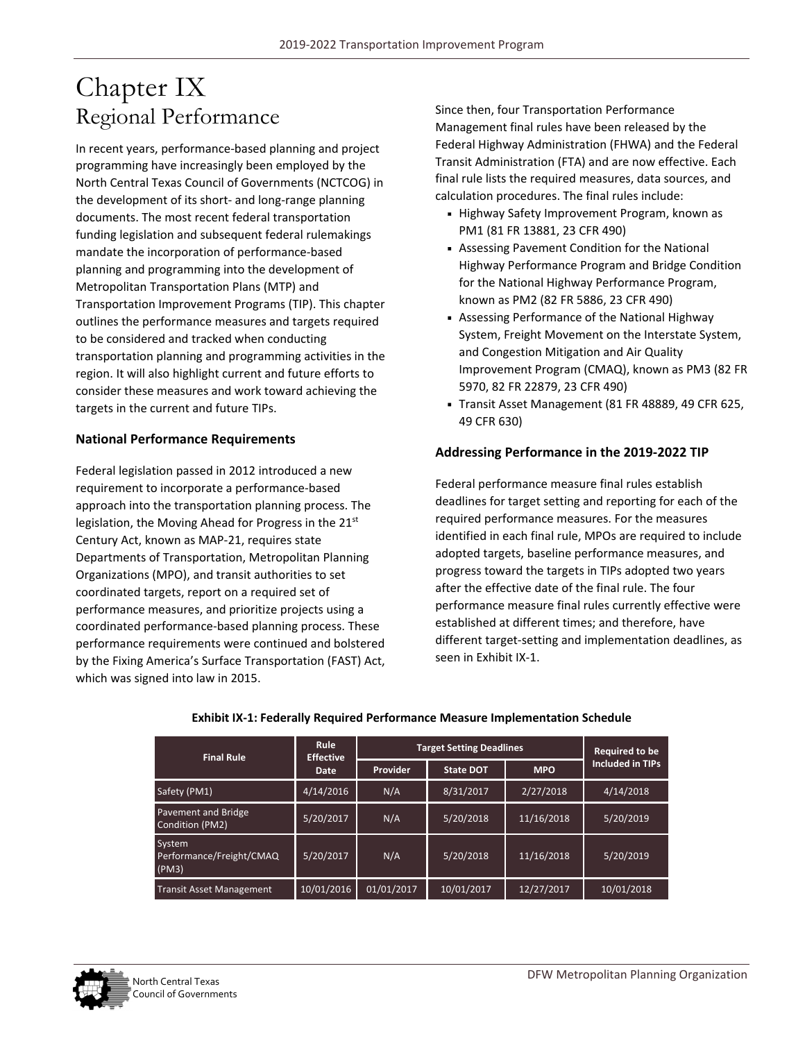# Chapter IX
## Regional Performance

In recent years, performance-based planning and project programming have increasingly been employed by the North Central Texas Council of Governments (NCTCOG) in the development of its short- and long-range planning documents. The most recent federal transportation funding legislation and subsequent federal rulemakings mandate the incorporation of performance-based planning and programming into the development of Metropolitan Transportation Plans (MTP) and Transportation Improvement Programs (TIP). This chapter outlines the performance measures and targets required to be considered and tracked when conducting transportation planning and programming activities in the region. It will also highlight current and future efforts to consider these measures and work toward achieving the targets in the current and future TIPs.

### National Performance Requirements

Federal legislation passed in 2012 introduced a new requirement to incorporate a performance-based approach into the transportation planning process. The legislation, the Moving Ahead for Progress in the 21st Century Act, known as MAP-21, requires state Departments of Transportation, Metropolitan Planning Organizations (MPO), and transit authorities to set coordinated targets, report on a required set of performance measures, and prioritize projects using a coordinated performance-based planning process. These performance requirements were continued and bolstered by the Fixing America's Surface Transportation (FAST) Act, which was signed into law in 2015.

Since then, four Transportation Performance Management final rules have been released by the Federal Highway Administration (FHWA) and the Federal Transit Administration (FTA) and are now effective. Each final rule lists the required measures, data sources, and calculation procedures. The final rules include:

- Highway Safety Improvement Program, known as PM1 (81 FR 13881, 23 CFR 490)
- Assessing Pavement Condition for the National Highway Performance Program and Bridge Condition for the National Highway Performance Program, known as PM2 (82 FR 5886, 23 CFR 490)
- Assessing Performance of the National Highway System, Freight Movement on the Interstate System, and Congestion Mitigation and Air Quality Improvement Program (CMAQ), known as PM3 (82 FR 5970, 82 FR 22879, 23 CFR 490)
- Transit Asset Management (81 FR 48889, 49 CFR 625, 49 CFR 630)

### Addressing Performance in the 2019-2022 TIP

Federal performance measure final rules establish deadlines for target setting and reporting for each of the required performance measures. For the measures identified in each final rule, MPOs are required to include adopted targets, baseline performance measures, and progress toward the targets in TIPs adopted two years after the effective date of the final rule. The four performance measure final rules currently effective were established at different times; and therefore, have different target-setting and implementation deadlines, as seen in Exhibit IX-1.

**Exhibit IX-1: Federally Required Performance Measure Implementation Schedule**

| Final Rule | Rule Effective Date | Target Setting Deadlines | | | Required to be Included in TIPs |
|---|---|---|---|---|---|
| | | Provider | State DOT | MPO | |
| Safety (PM1) | 4/14/2016 | N/A | 8/31/2017 | 2/27/2018 | 4/14/2018 |
| Pavement and Bridge Condition (PM2) | 5/20/2017 | N/A | 5/20/2018 | 11/16/2018 | 5/20/2019 |
| System Performance/Freight/CMAQ (PM3) | 5/20/2017 | N/A | 5/20/2018 | 11/16/2018 | 5/20/2019 |
| Transit Asset Management | 10/01/2016 | 01/01/2017 | 10/01/2017 | 12/27/2017 | 10/01/2018 |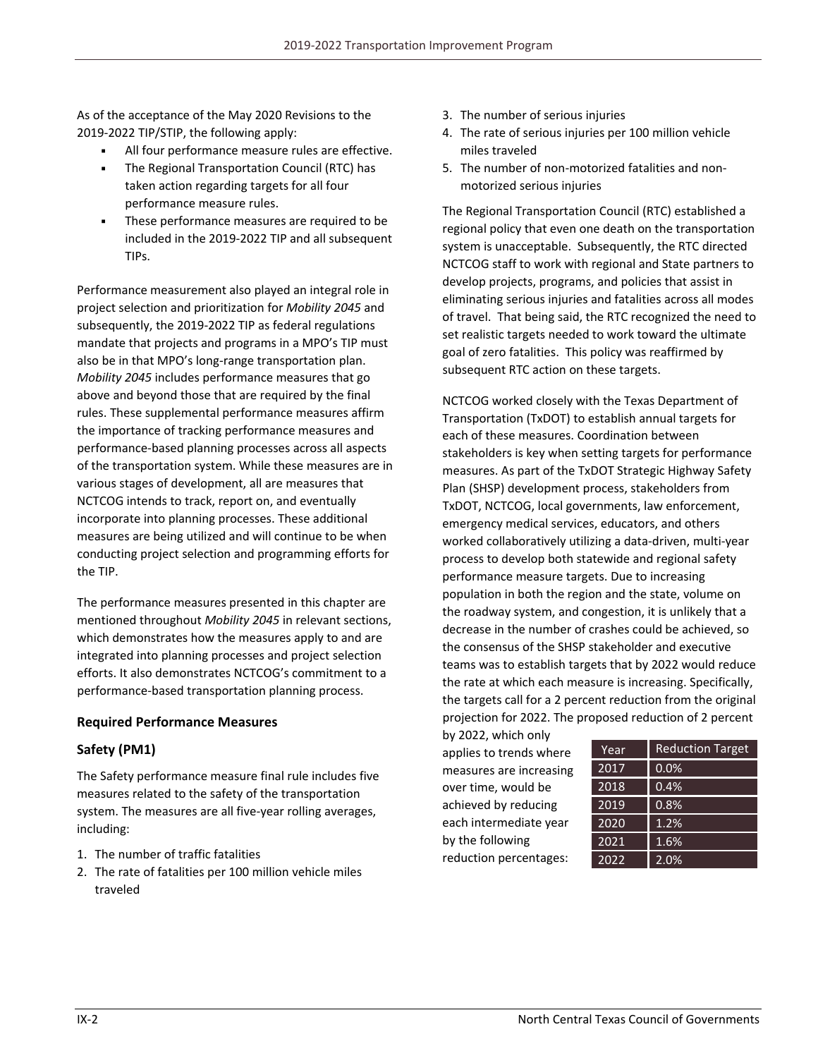As of the acceptance of the May 2020 Revisions to the 2019-2022 TIP/STIP, the following apply:

- All four performance measure rules are effective.
- The Regional Transportation Council (RTC) has taken action regarding targets for all four performance measure rules.
- These performance measures are required to be included in the 2019-2022 TIP and all subsequent TIPs.

Performance measurement also played an integral role in project selection and prioritization for *Mobility 2045* and subsequently, the 2019-2022 TIP as federal regulations mandate that projects and programs in a MPO's TIP must also be in that MPO's long-range transportation plan. *Mobility 2045* includes performance measures that go above and beyond those that are required by the final rules. These supplemental performance measures affirm the importance of tracking performance measures and performance-based planning processes across all aspects of the transportation system. While these measures are in various stages of development, all are measures that NCTCOG intends to track, report on, and eventually incorporate into planning processes. These additional measures are being utilized and will continue to be when conducting project selection and programming efforts for the TIP.

The performance measures presented in this chapter are mentioned throughout *Mobility 2045* in relevant sections, which demonstrates how the measures apply to and are integrated into planning processes and project selection efforts. It also demonstrates NCTCOG's commitment to a performance-based transportation planning process.

### Required Performance Measures

### Safety (PM1)

The Safety performance measure final rule includes five measures related to the safety of the transportation system. The measures are all five-year rolling averages, including:

1. The number of traffic fatalities
2. The rate of fatalities per 100 million vehicle miles traveled
3. The number of serious injuries
4. The rate of serious injuries per 100 million vehicle miles traveled
5. The number of non-motorized fatalities and non-motorized serious injuries

The Regional Transportation Council (RTC) established a regional policy that even one death on the transportation system is unacceptable. Subsequently, the RTC directed NCTCOG staff to work with regional and State partners to develop projects, programs, and policies that assist in eliminating serious injuries and fatalities across all modes of travel. That being said, the RTC recognized the need to set realistic targets needed to work toward the ultimate goal of zero fatalities. This policy was reaffirmed by subsequent RTC action on these targets.

NCTCOG worked closely with the Texas Department of Transportation (TxDOT) to establish annual targets for each of these measures. Coordination between stakeholders is key when setting targets for performance measures. As part of the TxDOT Strategic Highway Safety Plan (SHSP) development process, stakeholders from TxDOT, NCTCOG, local governments, law enforcement, emergency medical services, educators, and others worked collaboratively utilizing a data-driven, multi-year process to develop both statewide and regional safety performance measure targets. Due to increasing population in both the region and the state, volume on the roadway system, and congestion, it is unlikely that a decrease in the number of crashes could be achieved, so the consensus of the SHSP stakeholder and executive teams was to establish targets that by 2022 would reduce the rate at which each measure is increasing. Specifically, the targets call for a 2 percent reduction from the original projection for 2022. The proposed reduction of 2 percent by 2022, which only applies to trends where measures are increasing over time, would be achieved by reducing each intermediate year by the following reduction percentages:

| Year | Reduction Target |
|---|---|
| 2017 | 0.0% |
| 2018 | 0.4% |
| 2019 | 0.8% |
| 2020 | 1.2% |
| 2021 | 1.6% |
| 2022 | 2.0% |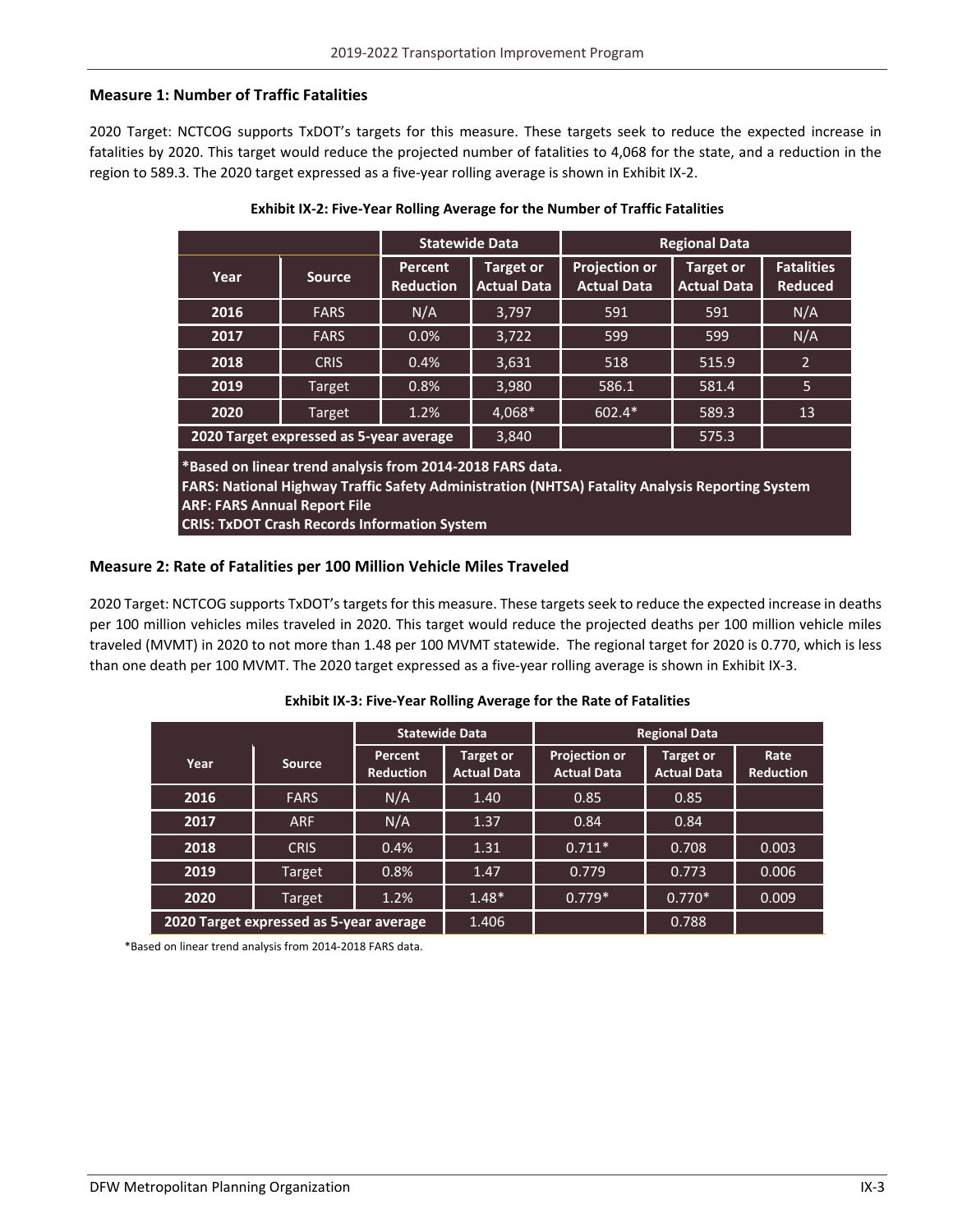### Measure 1: Number of Traffic Fatalities

2020 Target: NCTCOG supports TxDOT's targets for this measure. These targets seek to reduce the expected increase in fatalities by 2020. This target would reduce the projected number of fatalities to 4,068 for the state, and a reduction in the region to 589.3. The 2020 target expressed as a five-year rolling average is shown in Exhibit IX-2.

**Exhibit IX-2: Five-Year Rolling Average for the Number of Traffic Fatalities**

| | | Statewide Data | | Regional Data | | |
|---|---|---|---|---|---|---|
| **Year** | **Source** | **Percent Reduction** | **Target or Actual Data** | **Projection or Actual Data** | **Target or Actual Data** | **Fatalities Reduced** |
| **2016** | FARS | N/A | 3,797 | 591 | 591 | N/A |
| **2017** | FARS | 0.0% | 3,722 | 599 | 599 | N/A |
| **2018** | CRIS | 0.4% | 3,631 | 518 | 515.9 | 2 |
| **2019** | Target | 0.8% | 3,980 | 586.1 | 581.4 | 5 |
| **2020** | Target | 1.2% | 4,068* | 602.4* | 589.3 | 13 |
| **2020 Target expressed as 5-year average** | | | 3,840 | | 575.3 | |

**\*Based on linear trend analysis from 2014-2018 FARS data.**
**FARS: National Highway Traffic Safety Administration (NHTSA) Fatality Analysis Reporting System**
**ARF: FARS Annual Report File**
**CRIS: TxDOT Crash Records Information System**

### Measure 2: Rate of Fatalities per 100 Million Vehicle Miles Traveled

2020 Target: NCTCOG supports TxDOT's targets for this measure. These targets seek to reduce the expected increase in deaths per 100 million vehicles miles traveled in 2020. This target would reduce the projected deaths per 100 million vehicle miles traveled (MVMT) in 2020 to not more than 1.48 per 100 MVMT statewide. The regional target for 2020 is 0.770, which is less than one death per 100 MVMT. The 2020 target expressed as a five-year rolling average is shown in Exhibit IX-3.

**Exhibit IX-3: Five-Year Rolling Average for the Rate of Fatalities**

| | | Statewide Data | | Regional Data | | |
|---|---|---|---|---|---|---|
| **Year** | **Source** | **Percent Reduction** | **Target or Actual Data** | **Projection or Actual Data** | **Target or Actual Data** | **Rate Reduction** |
| **2016** | FARS | N/A | 1.40 | 0.85 | 0.85 | |
| **2017** | ARF | N/A | 1.37 | 0.84 | 0.84 | |
| **2018** | CRIS | 0.4% | 1.31 | 0.711* | 0.708 | 0.003 |
| **2019** | Target | 0.8% | 1.47 | 0.779 | 0.773 | 0.006 |
| **2020** | Target | 1.2% | 1.48* | 0.779* | 0.770* | 0.009 |
| **2020 Target expressed as 5-year average** | | | 1.406 | | 0.788 | |

*Based on linear trend analysis from 2014-2018 FARS data.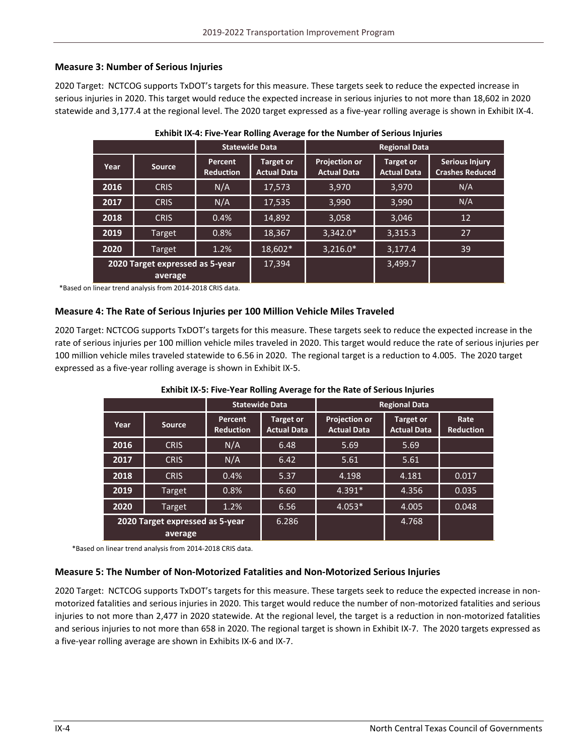### Measure 3: Number of Serious Injuries

2020 Target: NCTCOG supports TxDOT's targets for this measure. These targets seek to reduce the expected increase in serious injuries in 2020. This target would reduce the expected increase in serious injuries to not more than 18,602 in 2020 statewide and 3,177.4 at the regional level. The 2020 target expressed as a five-year rolling average is shown in Exhibit IX-4.

**Exhibit IX-4: Five-Year Rolling Average for the Number of Serious Injuries**

| | | Statewide Data | | Regional Data | | |
|---|---|---|---|---|---|---|
| Year | Source | Percent Reduction | Target or Actual Data | Projection or Actual Data | Target or Actual Data | Serious Injury Crashes Reduced |
| 2016 | CRIS | N/A | 17,573 | 3,970 | 3,970 | N/A |
| 2017 | CRIS | N/A | 17,535 | 3,990 | 3,990 | N/A |
| 2018 | CRIS | 0.4% | 14,892 | 3,058 | 3,046 | 12 |
| 2019 | Target | 0.8% | 18,367 | 3,342.0* | 3,315.3 | 27 |
| 2020 | Target | 1.2% | 18,602* | 3,216.0* | 3,177.4 | 39 |
| 2020 Target expressed as 5-year average | | | 17,394 | | 3,499.7 | |

*Based on linear trend analysis from 2014-2018 CRIS data.

### Measure 4: The Rate of Serious Injuries per 100 Million Vehicle Miles Traveled

2020 Target: NCTCOG supports TxDOT's targets for this measure. These targets seek to reduce the expected increase in the rate of serious injuries per 100 million vehicle miles traveled in 2020. This target would reduce the rate of serious injuries per 100 million vehicle miles traveled statewide to 6.56 in 2020. The regional target is a reduction to 4.005. The 2020 target expressed as a five-year rolling average is shown in Exhibit IX-5.

**Exhibit IX-5: Five-Year Rolling Average for the Rate of Serious Injuries**

| | | Statewide Data | | Regional Data | | |
|---|---|---|---|---|---|---|
| Year | Source | Percent Reduction | Target or Actual Data | Projection or Actual Data | Target or Actual Data | Rate Reduction |
| 2016 | CRIS | N/A | 6.48 | 5.69 | 5.69 | |
| 2017 | CRIS | N/A | 6.42 | 5.61 | 5.61 | |
| 2018 | CRIS | 0.4% | 5.37 | 4.198 | 4.181 | 0.017 |
| 2019 | Target | 0.8% | 6.60 | 4.391* | 4.356 | 0.035 |
| 2020 | Target | 1.2% | 6.56 | 4.053* | 4.005 | 0.048 |
| 2020 Target expressed as 5-year average | | | 6.286 | | 4.768 | |

*Based on linear trend analysis from 2014-2018 CRIS data.

### Measure 5: The Number of Non-Motorized Fatalities and Non-Motorized Serious Injuries

2020 Target: NCTCOG supports TxDOT's targets for this measure. These targets seek to reduce the expected increase in non-motorized fatalities and serious injuries in 2020. This target would reduce the number of non-motorized fatalities and serious injuries to not more than 2,477 in 2020 statewide. At the regional level, the target is a reduction in non-motorized fatalities and serious injuries to not more than 658 in 2020. The regional target is shown in Exhibit IX-7. The 2020 targets expressed as a five-year rolling average are shown in Exhibits IX-6 and IX-7.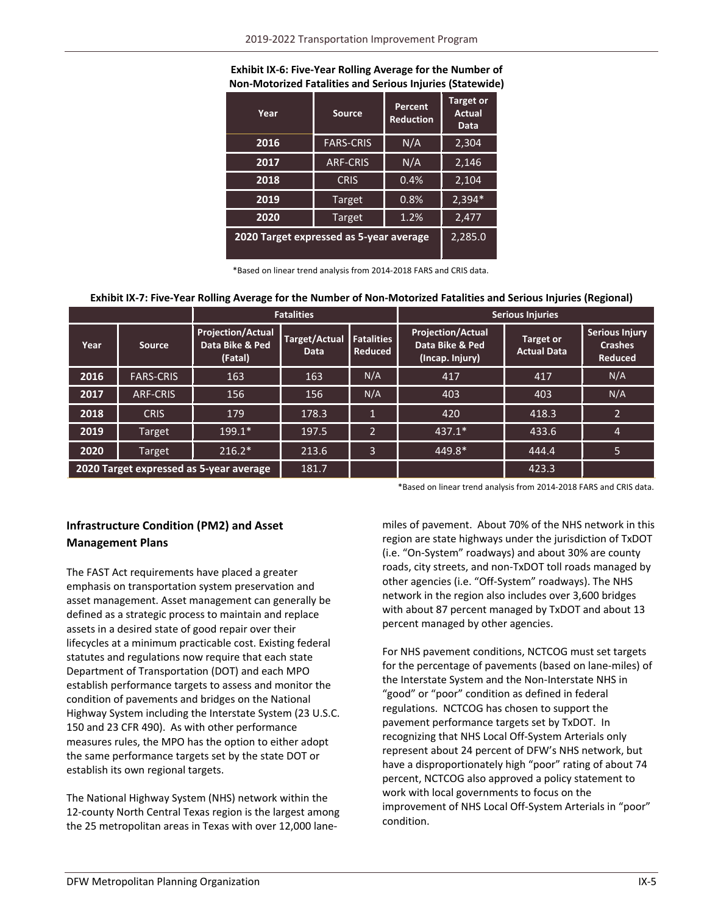**Exhibit IX-6: Five-Year Rolling Average for the Number of Non-Motorized Fatalities and Serious Injuries (Statewide)**

| Year | Source | Percent Reduction | Target or Actual Data |
|---|---|---|---|
| 2016 | FARS-CRIS | N/A | 2,304 |
| 2017 | ARF-CRIS | N/A | 2,146 |
| 2018 | CRIS | 0.4% | 2,104 |
| 2019 | Target | 0.8% | 2,394* |
| 2020 | Target | 1.2% | 2,477 |
| 2020 Target expressed as 5-year average | | | 2,285.0 |

*Based on linear trend analysis from 2014-2018 FARS and CRIS data.

**Exhibit IX-7: Five-Year Rolling Average for the Number of Non-Motorized Fatalities and Serious Injuries (Regional)**

| | | Fatalities | | | Serious Injuries | | |
|---|---|---|---|---|---|---|---|
| Year | Source | Projection/Actual Data Bike & Ped (Fatal) | Target/Actual Data | Fatalities Reduced | Projection/Actual Data Bike & Ped (Incap. Injury) | Target or Actual Data | Serious Injury Crashes Reduced |
| 2016 | FARS-CRIS | 163 | 163 | N/A | 417 | 417 | N/A |
| 2017 | ARF-CRIS | 156 | 156 | N/A | 403 | 403 | N/A |
| 2018 | CRIS | 179 | 178.3 | 1 | 420 | 418.3 | 2 |
| 2019 | Target | 199.1* | 197.5 | 2 | 437.1* | 433.6 | 4 |
| 2020 | Target | 216.2* | 213.6 | 3 | 449.8* | 444.4 | 5 |
| 2020 Target expressed as 5-year average | | | 181.7 | | | 423.3 | |

*Based on linear trend analysis from 2014-2018 FARS and CRIS data.

## Infrastructure Condition (PM2) and Asset Management Plans

The FAST Act requirements have placed a greater emphasis on transportation system preservation and asset management. Asset management can generally be defined as a strategic process to maintain and replace assets in a desired state of good repair over their lifecycles at a minimum practicable cost. Existing federal statutes and regulations now require that each state Department of Transportation (DOT) and each MPO establish performance targets to assess and monitor the condition of pavements and bridges on the National Highway System including the Interstate System (23 U.S.C. 150 and 23 CFR 490). As with other performance measures rules, the MPO has the option to either adopt the same performance targets set by the state DOT or establish its own regional targets.

The National Highway System (NHS) network within the 12-county North Central Texas region is the largest among the 25 metropolitan areas in Texas with over 12,000 lane-miles of pavement. About 70% of the NHS network in this region are state highways under the jurisdiction of TxDOT (i.e. "On-System" roadways) and about 30% are county roads, city streets, and non-TxDOT toll roads managed by other agencies (i.e. "Off-System" roadways). The NHS network in the region also includes over 3,600 bridges with about 87 percent managed by TxDOT and about 13 percent managed by other agencies.

For NHS pavement conditions, NCTCOG must set targets for the percentage of pavements (based on lane-miles) of the Interstate System and the Non-Interstate NHS in "good" or "poor" condition as defined in federal regulations. NCTCOG has chosen to support the pavement performance targets set by TxDOT. In recognizing that NHS Local Off-System Arterials only represent about 24 percent of DFW's NHS network, but have a disproportionately high "poor" rating of about 74 percent, NCTCOG also approved a policy statement to work with local governments to focus on the improvement of NHS Local Off-System Arterials in "poor" condition.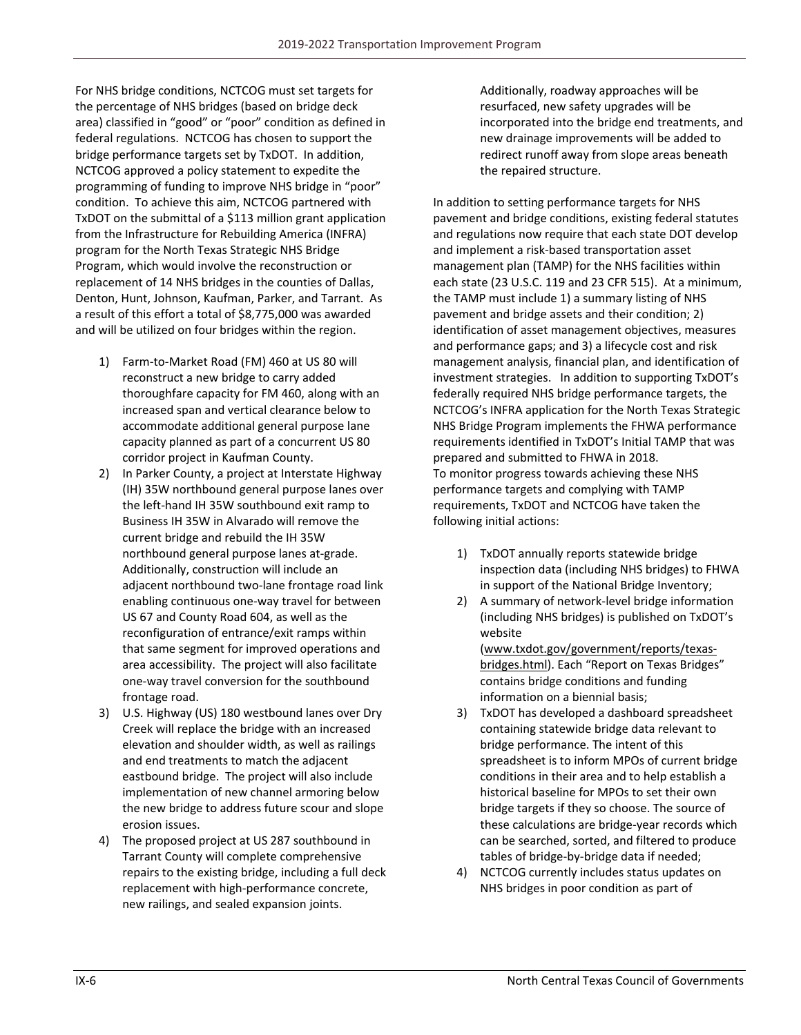For NHS bridge conditions, NCTCOG must set targets for the percentage of NHS bridges (based on bridge deck area) classified in "good" or "poor" condition as defined in federal regulations. NCTCOG has chosen to support the bridge performance targets set by TxDOT. In addition, NCTCOG approved a policy statement to expedite the programming of funding to improve NHS bridge in "poor" condition. To achieve this aim, NCTCOG partnered with TxDOT on the submittal of a $113 million grant application from the Infrastructure for Rebuilding America (INFRA) program for the North Texas Strategic NHS Bridge Program, which would involve the reconstruction or replacement of 14 NHS bridges in the counties of Dallas, Denton, Hunt, Johnson, Kaufman, Parker, and Tarrant. As a result of this effort a total of $8,775,000 was awarded and will be utilized on four bridges within the region.

1) Farm-to-Market Road (FM) 460 at US 80 will reconstruct a new bridge to carry added thoroughfare capacity for FM 460, along with an increased span and vertical clearance below to accommodate additional general purpose lane capacity planned as part of a concurrent US 80 corridor project in Kaufman County.
2) In Parker County, a project at Interstate Highway (IH) 35W northbound general purpose lanes over the left-hand IH 35W southbound exit ramp to Business IH 35W in Alvarado will remove the current bridge and rebuild the IH 35W northbound general purpose lanes at-grade. Additionally, construction will include an adjacent northbound two-lane frontage road link enabling continuous one-way travel for between US 67 and County Road 604, as well as the reconfiguration of entrance/exit ramps within that same segment for improved operations and area accessibility. The project will also facilitate one-way travel conversion for the southbound frontage road.
3) U.S. Highway (US) 180 westbound lanes over Dry Creek will replace the bridge with an increased elevation and shoulder width, as well as railings and end treatments to match the adjacent eastbound bridge. The project will also include implementation of new channel armoring below the new bridge to address future scour and slope erosion issues.
4) The proposed project at US 287 southbound in Tarrant County will complete comprehensive repairs to the existing bridge, including a full deck replacement with high-performance concrete, new railings, and sealed expansion joints. Additionally, roadway approaches will be resurfaced, new safety upgrades will be incorporated into the bridge end treatments, and new drainage improvements will be added to redirect runoff away from slope areas beneath the repaired structure.

In addition to setting performance targets for NHS pavement and bridge conditions, existing federal statutes and regulations now require that each state DOT develop and implement a risk-based transportation asset management plan (TAMP) for the NHS facilities within each state (23 U.S.C. 119 and 23 CFR 515). At a minimum, the TAMP must include 1) a summary listing of NHS pavement and bridge assets and their condition; 2) identification of asset management objectives, measures and performance gaps; and 3) a lifecycle cost and risk management analysis, financial plan, and identification of investment strategies. In addition to supporting TxDOT's federally required NHS bridge performance targets, the NCTCOG's INFRA application for the North Texas Strategic NHS Bridge Program implements the FHWA performance requirements identified in TxDOT's Initial TAMP that was prepared and submitted to FHWA in 2018.
To monitor progress towards achieving these NHS performance targets and complying with TAMP requirements, TxDOT and NCTCOG have taken the following initial actions:

1) TxDOT annually reports statewide bridge inspection data (including NHS bridges) to FHWA in support of the National Bridge Inventory;
2) A summary of network-level bridge information (including NHS bridges) is published on TxDOT's website (www.txdot.gov/government/reports/texas-bridges.html). Each "Report on Texas Bridges" contains bridge conditions and funding information on a biennial basis;
3) TxDOT has developed a dashboard spreadsheet containing statewide bridge data relevant to bridge performance. The intent of this spreadsheet is to inform MPOs of current bridge conditions in their area and to help establish a historical baseline for MPOs to set their own bridge targets if they so choose. The source of these calculations are bridge-year records which can be searched, sorted, and filtered to produce tables of bridge-by-bridge data if needed;
4) NCTCOG currently includes status updates on NHS bridges in poor condition as part of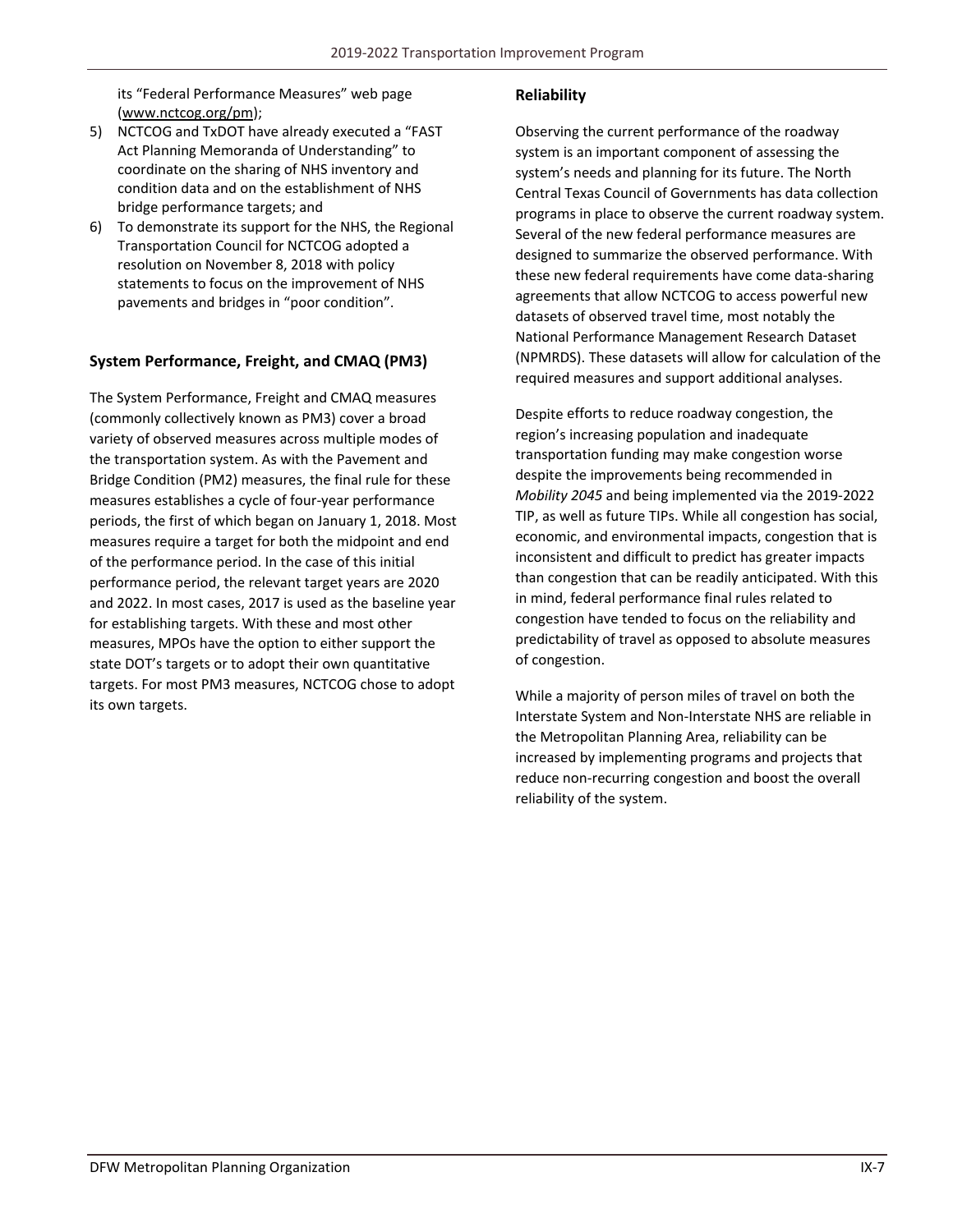its "Federal Performance Measures" web page (www.nctcog.org/pm);

5) NCTCOG and TxDOT have already executed a "FAST Act Planning Memoranda of Understanding" to coordinate on the sharing of NHS inventory and condition data and on the establishment of NHS bridge performance targets; and
6) To demonstrate its support for the NHS, the Regional Transportation Council for NCTCOG adopted a resolution on November 8, 2018 with policy statements to focus on the improvement of NHS pavements and bridges in "poor condition".

### System Performance, Freight, and CMAQ (PM3)

The System Performance, Freight and CMAQ measures (commonly collectively known as PM3) cover a broad variety of observed measures across multiple modes of the transportation system. As with the Pavement and Bridge Condition (PM2) measures, the final rule for these measures establishes a cycle of four-year performance periods, the first of which began on January 1, 2018. Most measures require a target for both the midpoint and end of the performance period. In the case of this initial performance period, the relevant target years are 2020 and 2022. In most cases, 2017 is used as the baseline year for establishing targets. With these and most other measures, MPOs have the option to either support the state DOT's targets or to adopt their own quantitative targets. For most PM3 measures, NCTCOG chose to adopt its own targets.

### Reliability

Observing the current performance of the roadway system is an important component of assessing the system's needs and planning for its future. The North Central Texas Council of Governments has data collection programs in place to observe the current roadway system. Several of the new federal performance measures are designed to summarize the observed performance. With these new federal requirements have come data-sharing agreements that allow NCTCOG to access powerful new datasets of observed travel time, most notably the National Performance Management Research Dataset (NPMRDS). These datasets will allow for calculation of the required measures and support additional analyses.

Despite efforts to reduce roadway congestion, the region's increasing population and inadequate transportation funding may make congestion worse despite the improvements being recommended in *Mobility 2045* and being implemented via the 2019-2022 TIP, as well as future TIPs. While all congestion has social, economic, and environmental impacts, congestion that is inconsistent and difficult to predict has greater impacts than congestion that can be readily anticipated. With this in mind, federal performance final rules related to congestion have tended to focus on the reliability and predictability of travel as opposed to absolute measures of congestion.

While a majority of person miles of travel on both the Interstate System and Non-Interstate NHS are reliable in the Metropolitan Planning Area, reliability can be increased by implementing programs and projects that reduce non-recurring congestion and boost the overall reliability of the system.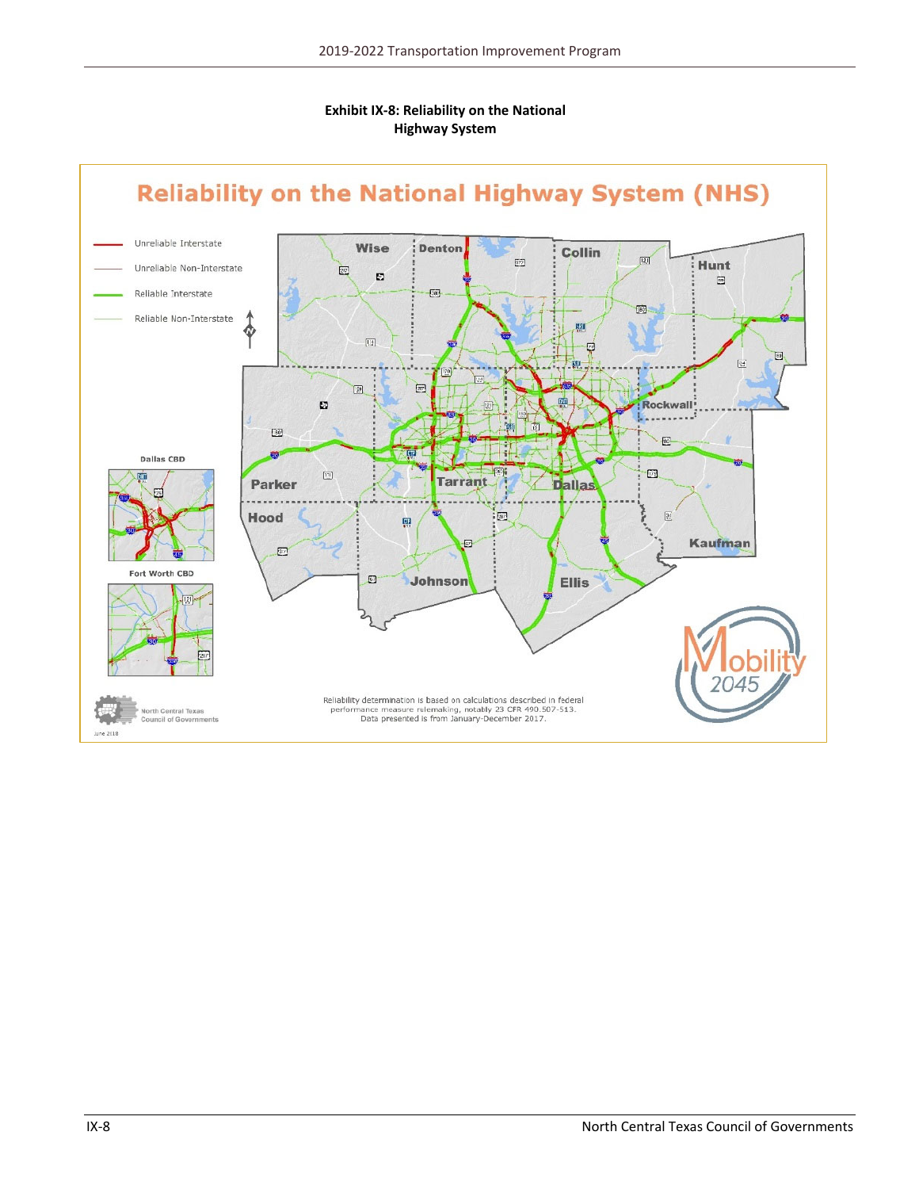**Exhibit IX-8: Reliability on the National Highway System**

## Reliability on the National Highway System (NHS)

- Unreliable Interstate
- Unreliable Non-Interstate
- Reliable Interstate
- Reliable Non-Interstate

Wise, Denton, Collin, Hunt, Parker, Tarrant, Dallas, Rockwall, Hood, Johnson, Ellis, Kaufman

Dallas CBD

Fort Worth CBD

Reliability determination is based on calculations described in federal performance measure rulemaking, notably 23 CFR 490.507-513. Data presented is from January-December 2017.

North Central Texas Council of Governments

June 2018

Mobility 2045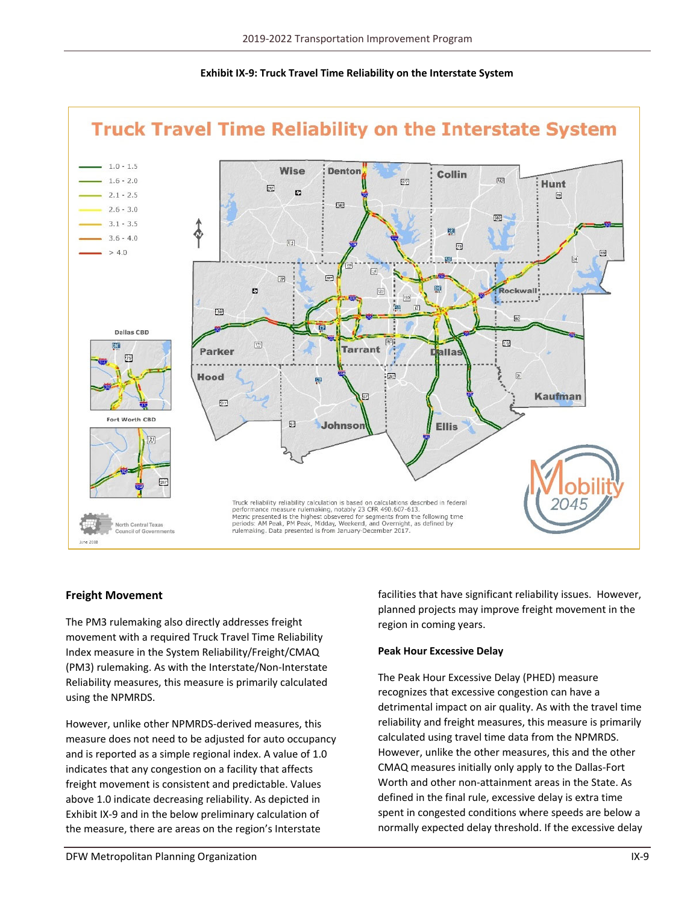**Exhibit IX-9: Truck Travel Time Reliability on the Interstate System**

## Freight Movement

The PM3 rulemaking also directly addresses freight movement with a required Truck Travel Time Reliability Index measure in the System Reliability/Freight/CMAQ (PM3) rulemaking. As with the Interstate/Non-Interstate Reliability measures, this measure is primarily calculated using the NPMRDS.

However, unlike other NPMRDS-derived measures, this measure does not need to be adjusted for auto occupancy and is reported as a simple regional index. A value of 1.0 indicates that any congestion on a facility that affects freight movement is consistent and predictable. Values above 1.0 indicate decreasing reliability. As depicted in Exhibit IX-9 and in the below preliminary calculation of the measure, there are areas on the region's Interstate facilities that have significant reliability issues. However, planned projects may improve freight movement in the region in coming years.

### Peak Hour Excessive Delay

The Peak Hour Excessive Delay (PHED) measure recognizes that excessive congestion can have a detrimental impact on air quality. As with the travel time reliability and freight measures, this measure is primarily calculated using travel time data from the NPMRDS. However, unlike the other measures, this and the other CMAQ measures initially only apply to the Dallas-Fort Worth and other non-attainment areas in the State. As defined in the final rule, excessive delay is extra time spent in congested conditions where speeds are below a normally expected delay threshold. If the excessive delay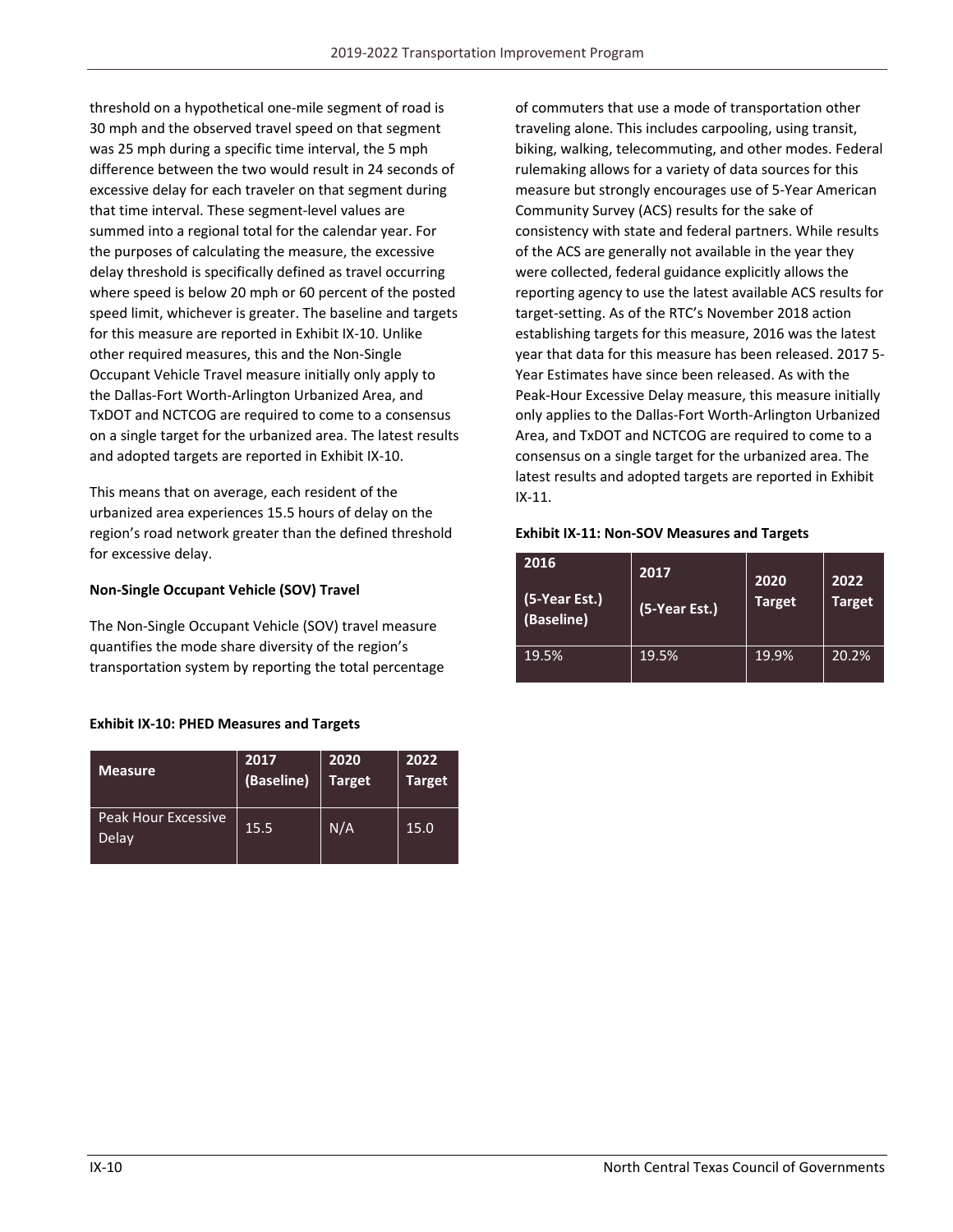threshold on a hypothetical one-mile segment of road is 30 mph and the observed travel speed on that segment was 25 mph during a specific time interval, the 5 mph difference between the two would result in 24 seconds of excessive delay for each traveler on that segment during that time interval. These segment-level values are summed into a regional total for the calendar year. For the purposes of calculating the measure, the excessive delay threshold is specifically defined as travel occurring where speed is below 20 mph or 60 percent of the posted speed limit, whichever is greater. The baseline and targets for this measure are reported in Exhibit IX-10. Unlike other required measures, this and the Non-Single Occupant Vehicle Travel measure initially only apply to the Dallas-Fort Worth-Arlington Urbanized Area, and TxDOT and NCTCOG are required to come to a consensus on a single target for the urbanized area. The latest results and adopted targets are reported in Exhibit IX-10.

This means that on average, each resident of the urbanized area experiences 15.5 hours of delay on the region's road network greater than the defined threshold for excessive delay.

**Non-Single Occupant Vehicle (SOV) Travel**

The Non-Single Occupant Vehicle (SOV) travel measure quantifies the mode share diversity of the region's transportation system by reporting the total percentage of commuters that use a mode of transportation other traveling alone. This includes carpooling, using transit, biking, walking, telecommuting, and other modes. Federal rulemaking allows for a variety of data sources for this measure but strongly encourages use of 5-Year American Community Survey (ACS) results for the sake of consistency with state and federal partners. While results of the ACS are generally not available in the year they were collected, federal guidance explicitly allows the reporting agency to use the latest available ACS results for target-setting. As of the RTC's November 2018 action establishing targets for this measure, 2016 was the latest year that data for this measure has been released. 2017 5-Year Estimates have since been released. As with the Peak-Hour Excessive Delay measure, this measure initially only applies to the Dallas-Fort Worth-Arlington Urbanized Area, and TxDOT and NCTCOG are required to come to a consensus on a single target for the urbanized area. The latest results and adopted targets are reported in Exhibit IX-11.

**Exhibit IX-10: PHED Measures and Targets**

| Measure | 2017 (Baseline) | 2020 Target | 2022 Target |
|---|---|---|---|
| Peak Hour Excessive Delay | 15.5 | N/A | 15.0 |

**Exhibit IX-11: Non-SOV Measures and Targets**

| 2016 (5-Year Est.) (Baseline) | 2017 (5-Year Est.) | 2020 Target | 2022 Target |
|---|---|---|---|
| 19.5% | 19.5% | 19.9% | 20.2% |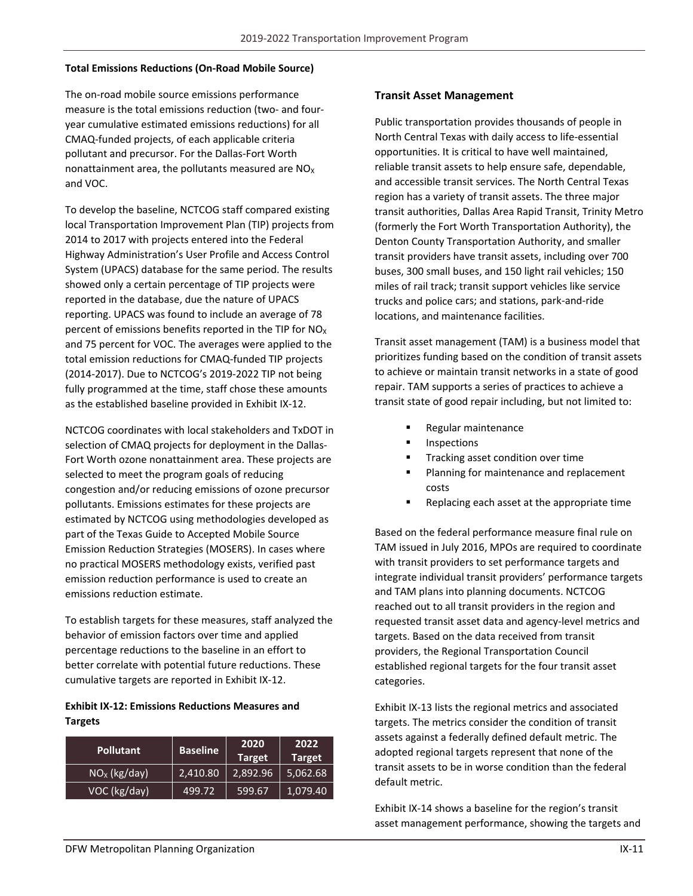**Total Emissions Reductions (On-Road Mobile Source)**

The on-road mobile source emissions performance measure is the total emissions reduction (two- and four-year cumulative estimated emissions reductions) for all CMAQ-funded projects, of each applicable criteria pollutant and precursor. For the Dallas-Fort Worth nonattainment area, the pollutants measured are $NO_X$ and VOC.

To develop the baseline, NCTCOG staff compared existing local Transportation Improvement Plan (TIP) projects from 2014 to 2017 with projects entered into the Federal Highway Administration's User Profile and Access Control System (UPACS) database for the same period. The results showed only a certain percentage of TIP projects were reported in the database, due the nature of UPACS reporting. UPACS was found to include an average of 78 percent of emissions benefits reported in the TIP for $NO_X$ and 75 percent for VOC. The averages were applied to the total emission reductions for CMAQ-funded TIP projects (2014-2017). Due to NCTCOG's 2019-2022 TIP not being fully programmed at the time, staff chose these amounts as the established baseline provided in Exhibit IX-12.

NCTCOG coordinates with local stakeholders and TxDOT in selection of CMAQ projects for deployment in the Dallas-Fort Worth ozone nonattainment area. These projects are selected to meet the program goals of reducing congestion and/or reducing emissions of ozone precursor pollutants. Emissions estimates for these projects are estimated by NCTCOG using methodologies developed as part of the Texas Guide to Accepted Mobile Source Emission Reduction Strategies (MOSERS). In cases where no practical MOSERS methodology exists, verified past emission reduction performance is used to create an emissions reduction estimate.

To establish targets for these measures, staff analyzed the behavior of emission factors over time and applied percentage reductions to the baseline in an effort to better correlate with potential future reductions. These cumulative targets are reported in Exhibit IX-12.

**Exhibit IX-12: Emissions Reductions Measures and Targets**

| Pollutant | Baseline | 2020 Target | 2022 Target |
|---|---|---|---|
| $NO_X$ (kg/day) | 2,410.80 | 2,892.96 | 5,062.68 |
| VOC (kg/day) | 499.72 | 599.67 | 1,079.40 |

### Transit Asset Management

Public transportation provides thousands of people in North Central Texas with daily access to life-essential opportunities. It is critical to have well maintained, reliable transit assets to help ensure safe, dependable, and accessible transit services. The North Central Texas region has a variety of transit assets. The three major transit authorities, Dallas Area Rapid Transit, Trinity Metro (formerly the Fort Worth Transportation Authority), the Denton County Transportation Authority, and smaller transit providers have transit assets, including over 700 buses, 300 small buses, and 150 light rail vehicles; 150 miles of rail track; transit support vehicles like service trucks and police cars; and stations, park-and-ride locations, and maintenance facilities.

Transit asset management (TAM) is a business model that prioritizes funding based on the condition of transit assets to achieve or maintain transit networks in a state of good repair. TAM supports a series of practices to achieve a transit state of good repair including, but not limited to:

- Regular maintenance
- Inspections
- Tracking asset condition over time
- Planning for maintenance and replacement costs
- Replacing each asset at the appropriate time

Based on the federal performance measure final rule on TAM issued in July 2016, MPOs are required to coordinate with transit providers to set performance targets and integrate individual transit providers' performance targets and TAM plans into planning documents. NCTCOG reached out to all transit providers in the region and requested transit asset data and agency-level metrics and targets. Based on the data received from transit providers, the Regional Transportation Council established regional targets for the four transit asset categories.

Exhibit IX-13 lists the regional metrics and associated targets. The metrics consider the condition of transit assets against a federally defined default metric. The adopted regional targets represent that none of the transit assets to be in worse condition than the federal default metric.

Exhibit IX-14 shows a baseline for the region's transit asset management performance, showing the targets and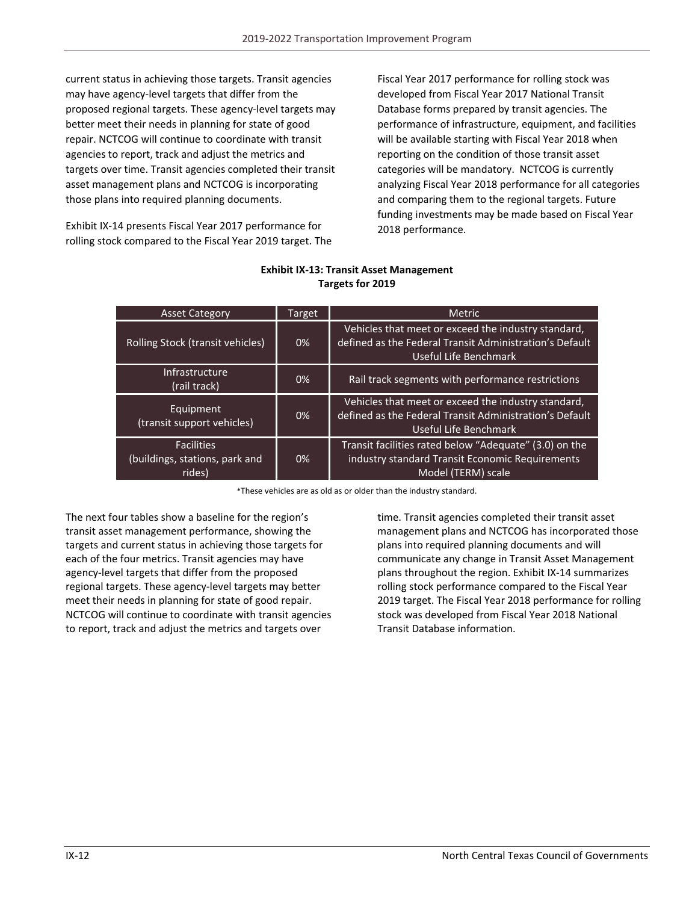current status in achieving those targets. Transit agencies may have agency-level targets that differ from the proposed regional targets. These agency-level targets may better meet their needs in planning for state of good repair. NCTCOG will continue to coordinate with transit agencies to report, track and adjust the metrics and targets over time. Transit agencies completed their transit asset management plans and NCTCOG is incorporating those plans into required planning documents.

Exhibit IX-14 presents Fiscal Year 2017 performance for rolling stock compared to the Fiscal Year 2019 target. The Fiscal Year 2017 performance for rolling stock was developed from Fiscal Year 2017 National Transit Database forms prepared by transit agencies. The performance of infrastructure, equipment, and facilities will be available starting with Fiscal Year 2018 when reporting on the condition of those transit asset categories will be mandatory. NCTCOG is currently analyzing Fiscal Year 2018 performance for all categories and comparing them to the regional targets. Future funding investments may be made based on Fiscal Year 2018 performance.

**Exhibit IX-13: Transit Asset Management Targets for 2019**

| Asset Category | Target | Metric |
|---|---|---|
| Rolling Stock (transit vehicles) | 0% | Vehicles that meet or exceed the industry standard, defined as the Federal Transit Administration's Default Useful Life Benchmark |
| Infrastructure (rail track) | 0% | Rail track segments with performance restrictions |
| Equipment (transit support vehicles) | 0% | Vehicles that meet or exceed the industry standard, defined as the Federal Transit Administration's Default Useful Life Benchmark |
| Facilities (buildings, stations, park and rides) | 0% | Transit facilities rated below "Adequate" (3.0) on the industry standard Transit Economic Requirements Model (TERM) scale |

*These vehicles are as old as or older than the industry standard.

The next four tables show a baseline for the region's transit asset management performance, showing the targets and current status in achieving those targets for each of the four metrics. Transit agencies may have agency-level targets that differ from the proposed regional targets. These agency-level targets may better meet their needs in planning for state of good repair. NCTCOG will continue to coordinate with transit agencies to report, track and adjust the metrics and targets over time. Transit agencies completed their transit asset management plans and NCTCOG has incorporated those plans into required planning documents and will communicate any change in Transit Asset Management plans throughout the region. Exhibit IX-14 summarizes rolling stock performance compared to the Fiscal Year 2019 target. The Fiscal Year 2018 performance for rolling stock was developed from Fiscal Year 2018 National Transit Database information.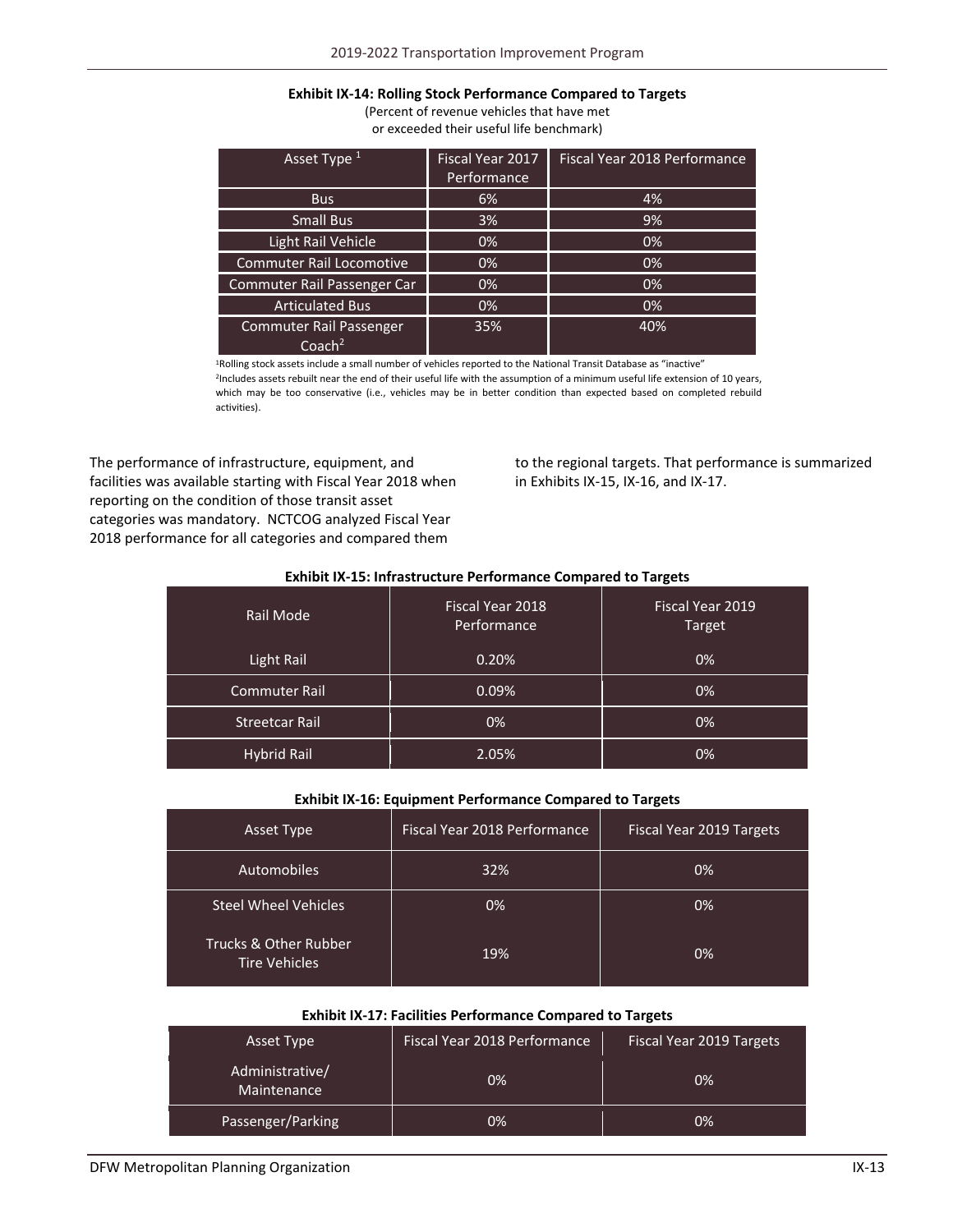**Exhibit IX-14: Rolling Stock Performance Compared to Targets**

(Percent of revenue vehicles that have met or exceeded their useful life benchmark)

| Asset Type [1] | Fiscal Year 2017 Performance | Fiscal Year 2018 Performance |
|---|---|---|
| Bus | 6% | 4% |
| Small Bus | 3% | 9% |
| Light Rail Vehicle | 0% | 0% |
| Commuter Rail Locomotive | 0% | 0% |
| Commuter Rail Passenger Car | 0% | 0% |
| Articulated Bus | 0% | 0% |
| Commuter Rail Passenger Coach[2] | 35% | 40% |

[1]Rolling stock assets include a small number of vehicles reported to the National Transit Database as "inactive"

[2]Includes assets rebuilt near the end of their useful life with the assumption of a minimum useful life extension of 10 years, which may be too conservative (i.e., vehicles may be in better condition than expected based on completed rebuild activities).

The performance of infrastructure, equipment, and facilities was available starting with Fiscal Year 2018 when reporting on the condition of those transit asset categories was mandatory. NCTCOG analyzed Fiscal Year 2018 performance for all categories and compared them to the regional targets. That performance is summarized in Exhibits IX-15, IX-16, and IX-17.

**Exhibit IX-15: Infrastructure Performance Compared to Targets**

| Rail Mode | Fiscal Year 2018 Performance | Fiscal Year 2019 Target |
|---|---|---|
| Light Rail | 0.20% | 0% |
| Commuter Rail | 0.09% | 0% |
| Streetcar Rail | 0% | 0% |
| Hybrid Rail | 2.05% | 0% |

**Exhibit IX-16: Equipment Performance Compared to Targets**

| Asset Type | Fiscal Year 2018 Performance | Fiscal Year 2019 Targets |
|---|---|---|
| Automobiles | 32% | 0% |
| Steel Wheel Vehicles | 0% | 0% |
| Trucks & Other Rubber Tire Vehicles | 19% | 0% |

**Exhibit IX-17: Facilities Performance Compared to Targets**

| Asset Type | Fiscal Year 2018 Performance | Fiscal Year 2019 Targets |
|---|---|---|
| Administrative/ Maintenance | 0% | 0% |
| Passenger/Parking | 0% | 0% |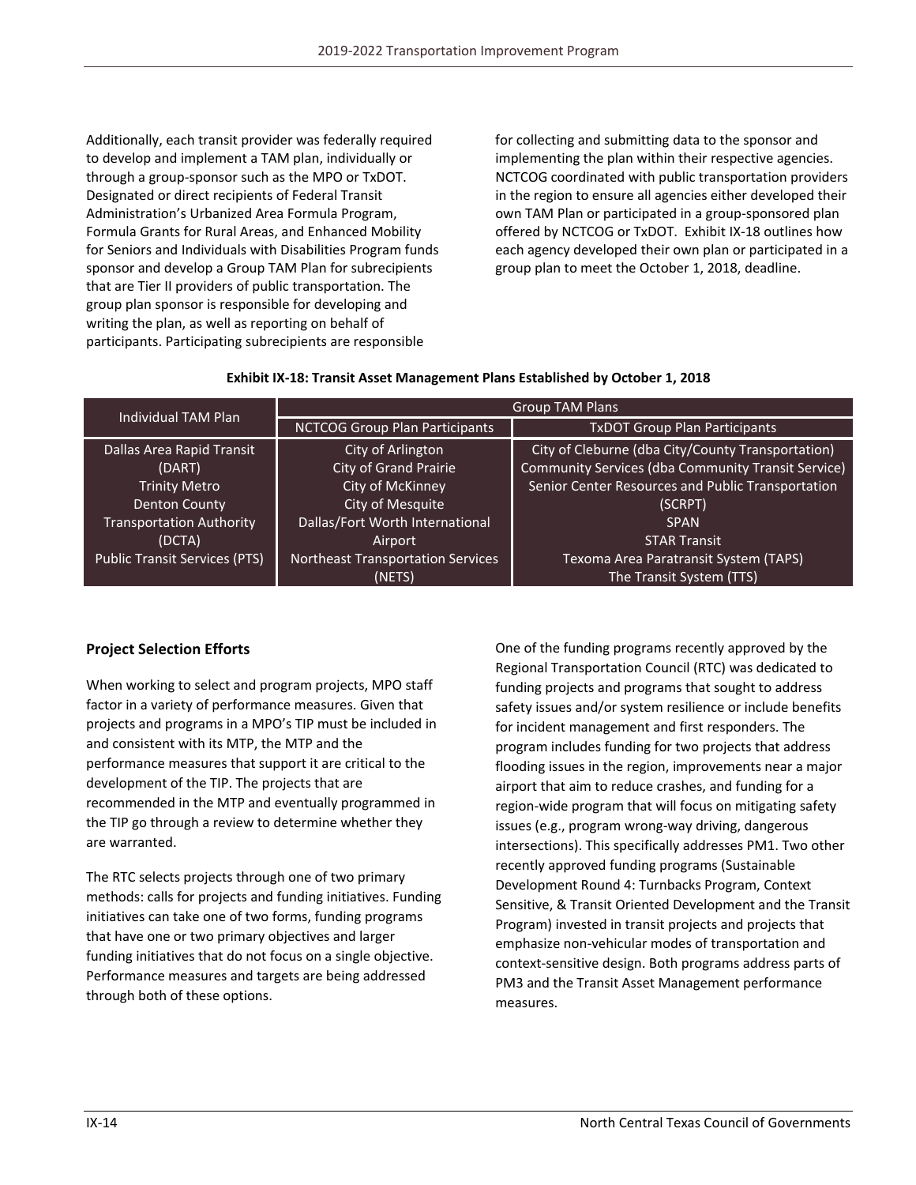Additionally, each transit provider was federally required to develop and implement a TAM plan, individually or through a group-sponsor such as the MPO or TxDOT. Designated or direct recipients of Federal Transit Administration's Urbanized Area Formula Program, Formula Grants for Rural Areas, and Enhanced Mobility for Seniors and Individuals with Disabilities Program funds sponsor and develop a Group TAM Plan for subrecipients that are Tier II providers of public transportation. The group plan sponsor is responsible for developing and writing the plan, as well as reporting on behalf of participants. Participating subrecipients are responsible for collecting and submitting data to the sponsor and implementing the plan within their respective agencies. NCTCOG coordinated with public transportation providers in the region to ensure all agencies either developed their own TAM Plan or participated in a group-sponsored plan offered by NCTCOG or TxDOT. Exhibit IX-18 outlines how each agency developed their own plan or participated in a group plan to meet the October 1, 2018, deadline.

**Exhibit IX-18: Transit Asset Management Plans Established by October 1, 2018**

| Individual TAM Plan | Group TAM Plans | |
|---|---|---|
| | NCTCOG Group Plan Participants | TxDOT Group Plan Participants |
| Dallas Area Rapid Transit (DART)<br>Trinity Metro<br>Denton County Transportation Authority (DCTA)<br>Public Transit Services (PTS) | City of Arlington<br>City of Grand Prairie<br>City of McKinney<br>City of Mesquite<br>Dallas/Fort Worth International Airport<br>Northeast Transportation Services (NETS) | City of Cleburne (dba City/County Transportation)<br>Community Services (dba Community Transit Service)<br>Senior Center Resources and Public Transportation (SCRPT)<br>SPAN<br>STAR Transit<br>Texoma Area Paratransit System (TAPS)<br>The Transit System (TTS) |

### Project Selection Efforts

When working to select and program projects, MPO staff factor in a variety of performance measures. Given that projects and programs in a MPO's TIP must be included in and consistent with its MTP, the MTP and the performance measures that support it are critical to the development of the TIP. The projects that are recommended in the MTP and eventually programmed in the TIP go through a review to determine whether they are warranted.

The RTC selects projects through one of two primary methods: calls for projects and funding initiatives. Funding initiatives can take one of two forms, funding programs that have one or two primary objectives and larger funding initiatives that do not focus on a single objective. Performance measures and targets are being addressed through both of these options.

One of the funding programs recently approved by the Regional Transportation Council (RTC) was dedicated to funding projects and programs that sought to address safety issues and/or system resilience or include benefits for incident management and first responders. The program includes funding for two projects that address flooding issues in the region, improvements near a major airport that aim to reduce crashes, and funding for a region-wide program that will focus on mitigating safety issues (e.g., program wrong-way driving, dangerous intersections). This specifically addresses PM1. Two other recently approved funding programs (Sustainable Development Round 4: Turnbacks Program, Context Sensitive, & Transit Oriented Development and the Transit Program) invested in transit projects and projects that emphasize non-vehicular modes of transportation and context-sensitive design. Both programs address parts of PM3 and the Transit Asset Management performance measures.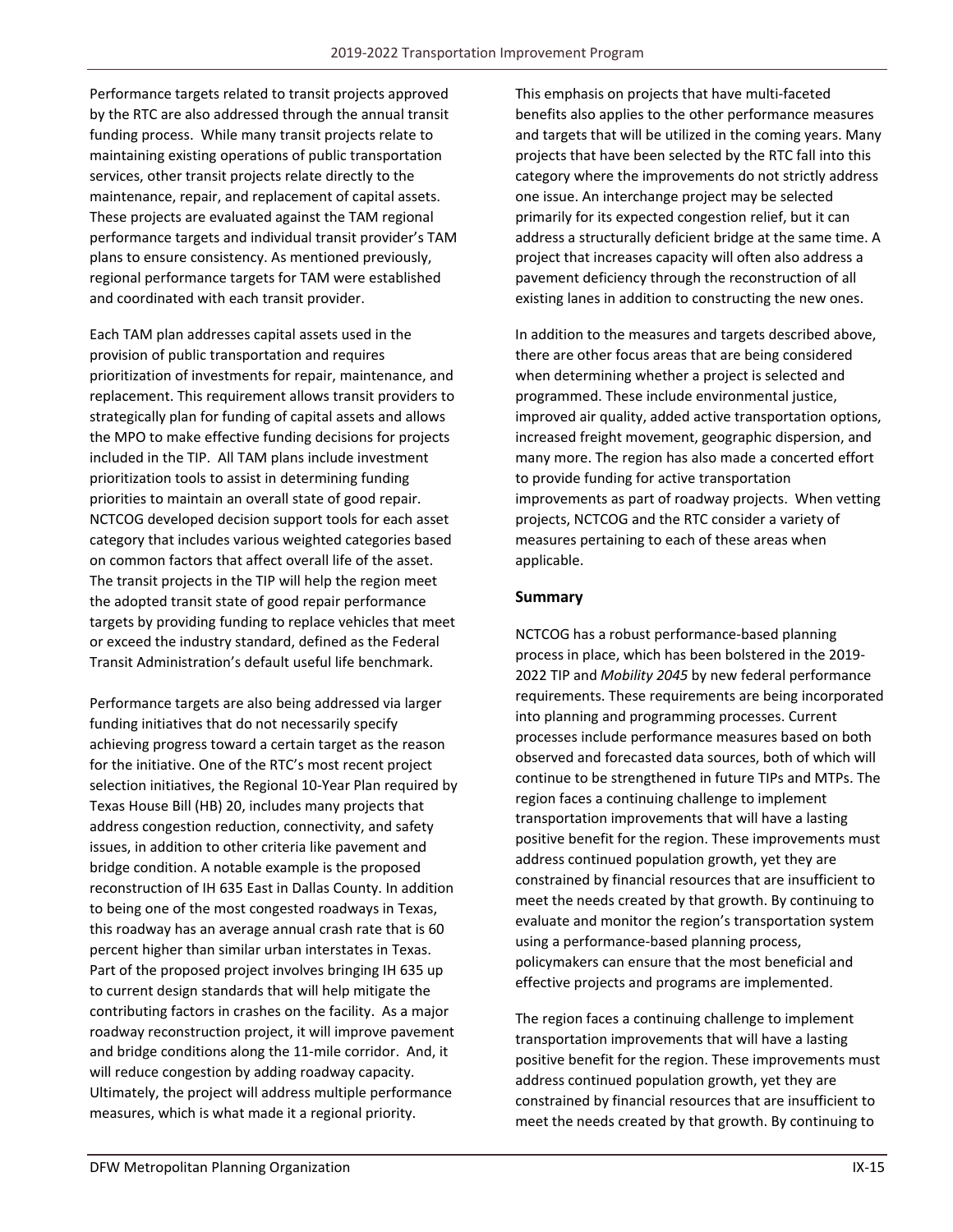Performance targets related to transit projects approved by the RTC are also addressed through the annual transit funding process. While many transit projects relate to maintaining existing operations of public transportation services, other transit projects relate directly to the maintenance, repair, and replacement of capital assets. These projects are evaluated against the TAM regional performance targets and individual transit provider's TAM plans to ensure consistency. As mentioned previously, regional performance targets for TAM were established and coordinated with each transit provider.

Each TAM plan addresses capital assets used in the provision of public transportation and requires prioritization of investments for repair, maintenance, and replacement. This requirement allows transit providers to strategically plan for funding of capital assets and allows the MPO to make effective funding decisions for projects included in the TIP. All TAM plans include investment prioritization tools to assist in determining funding priorities to maintain an overall state of good repair. NCTCOG developed decision support tools for each asset category that includes various weighted categories based on common factors that affect overall life of the asset. The transit projects in the TIP will help the region meet the adopted transit state of good repair performance targets by providing funding to replace vehicles that meet or exceed the industry standard, defined as the Federal Transit Administration's default useful life benchmark.

Performance targets are also being addressed via larger funding initiatives that do not necessarily specify achieving progress toward a certain target as the reason for the initiative. One of the RTC's most recent project selection initiatives, the Regional 10-Year Plan required by Texas House Bill (HB) 20, includes many projects that address congestion reduction, connectivity, and safety issues, in addition to other criteria like pavement and bridge condition. A notable example is the proposed reconstruction of IH 635 East in Dallas County. In addition to being one of the most congested roadways in Texas, this roadway has an average annual crash rate that is 60 percent higher than similar urban interstates in Texas. Part of the proposed project involves bringing IH 635 up to current design standards that will help mitigate the contributing factors in crashes on the facility. As a major roadway reconstruction project, it will improve pavement and bridge conditions along the 11-mile corridor. And, it will reduce congestion by adding roadway capacity. Ultimately, the project will address multiple performance measures, which is what made it a regional priority.

This emphasis on projects that have multi-faceted benefits also applies to the other performance measures and targets that will be utilized in the coming years. Many projects that have been selected by the RTC fall into this category where the improvements do not strictly address one issue. An interchange project may be selected primarily for its expected congestion relief, but it can address a structurally deficient bridge at the same time. A project that increases capacity will often also address a pavement deficiency through the reconstruction of all existing lanes in addition to constructing the new ones.

In addition to the measures and targets described above, there are other focus areas that are being considered when determining whether a project is selected and programmed. These include environmental justice, improved air quality, added active transportation options, increased freight movement, geographic dispersion, and many more. The region has also made a concerted effort to provide funding for active transportation improvements as part of roadway projects. When vetting projects, NCTCOG and the RTC consider a variety of measures pertaining to each of these areas when applicable.

### Summary

NCTCOG has a robust performance-based planning process in place, which has been bolstered in the 2019-2022 TIP and *Mobility 2045* by new federal performance requirements. These requirements are being incorporated into planning and programming processes. Current processes include performance measures based on both observed and forecasted data sources, both of which will continue to be strengthened in future TIPs and MTPs. The region faces a continuing challenge to implement transportation improvements that will have a lasting positive benefit for the region. These improvements must address continued population growth, yet they are constrained by financial resources that are insufficient to meet the needs created by that growth. By continuing to evaluate and monitor the region's transportation system using a performance-based planning process, policymakers can ensure that the most beneficial and effective projects and programs are implemented.

The region faces a continuing challenge to implement transportation improvements that will have a lasting positive benefit for the region. These improvements must address continued population growth, yet they are constrained by financial resources that are insufficient to meet the needs created by that growth. By continuing to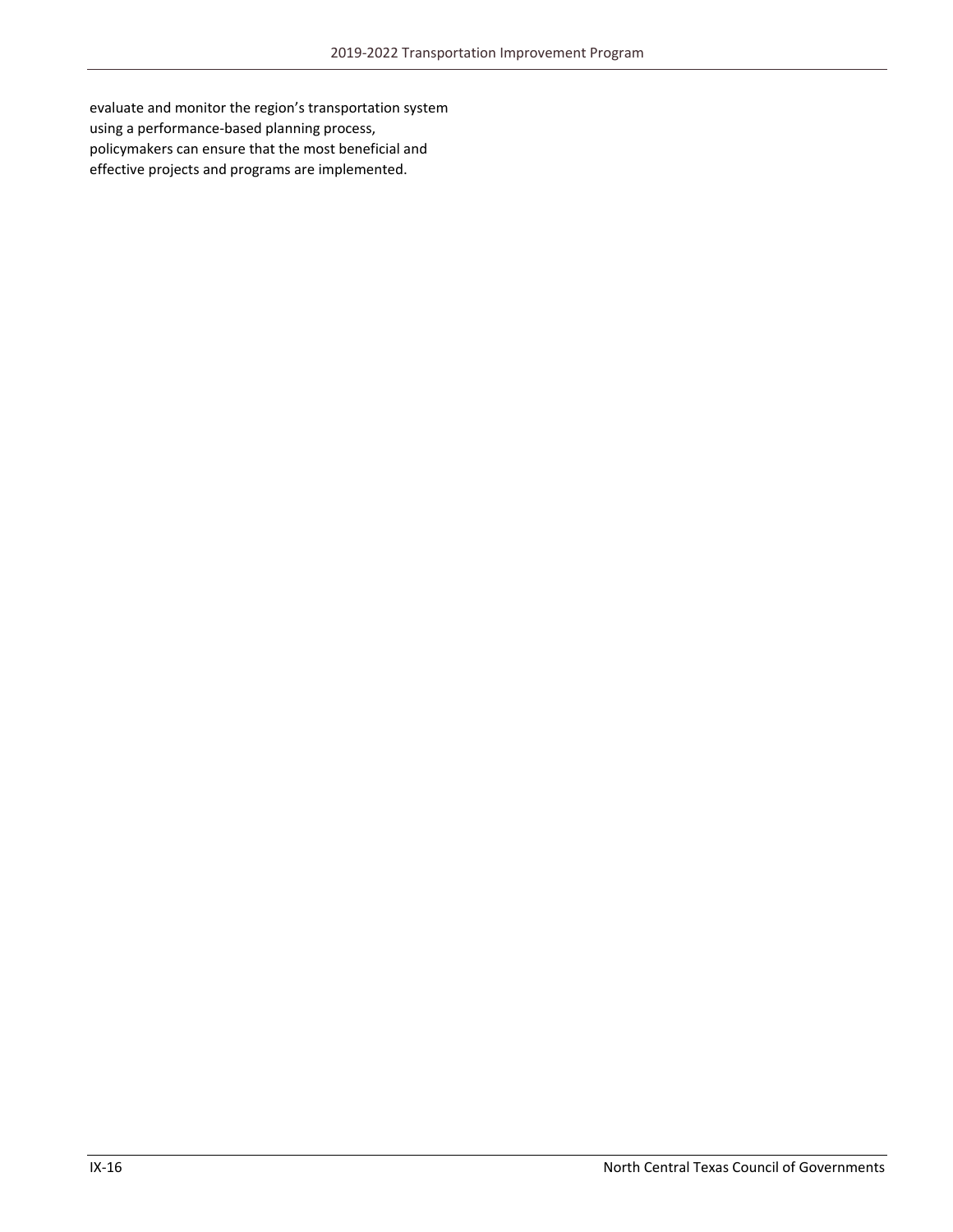evaluate and monitor the region's transportation system using a performance-based planning process, policymakers can ensure that the most beneficial and effective projects and programs are implemented.